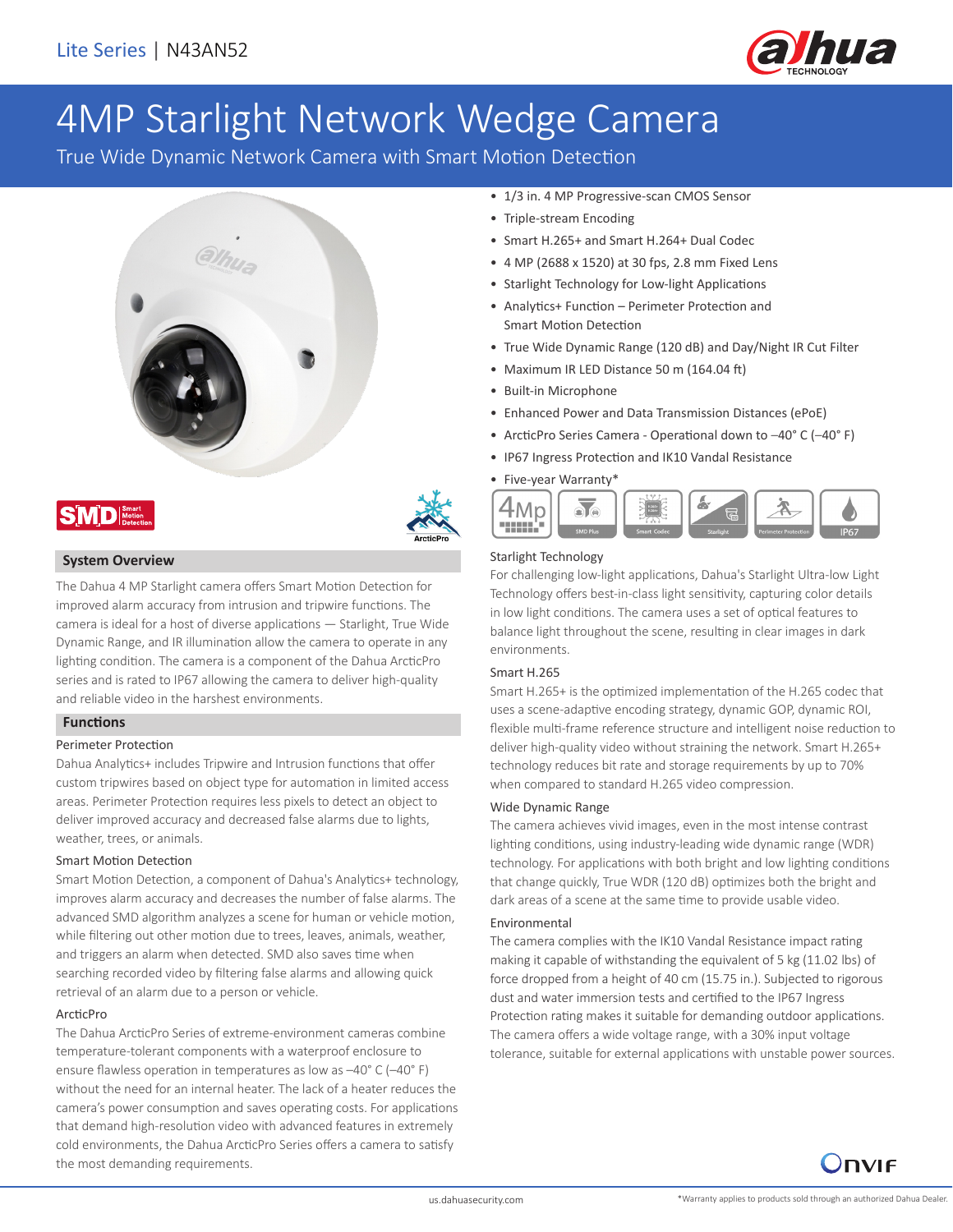Lite Series | N43AN52

# 4MP Starlight Network Wedge Camera

True Wide Dynamic Network Camera with Smart Motion Detection

- 1/3 in. 4 MP Progressive-scan CMOS Sensor
- Triple-stream Encoding
- Smart H.265+ and Smart H.264+ Dual Codec
- 4 MP (2688 x 1520) at 30 fps, 2.8 mm Fixed Lens
- Starlight Technology for Low-light Applications
- Analytics+ Function – Perimeter Protection and Smart Motion Detection
- True Wide Dynamic Range (120 dB) and Day/Night IR Cut Filter
- Maximum IR LED Distance 50 m (164.04 ft)
- Built-in Microphone
- Enhanced Power and Data Transmission Distances (ePoE)
- ArcticPro Series Camera - Operational down to –40° C (–40° F)
- IP67 Ingress Protection and IK10 Vandal Resistance
- Five-year Warranty*

## System Overview

The Dahua 4 MP Starlight camera offers Smart Motion Detection for improved alarm accuracy from intrusion and tripwire functions. The camera is ideal for a host of diverse applications — Starlight, True Wide Dynamic Range, and IR illumination allow the camera to operate in any lighting condition. The camera is a component of the Dahua ArcticPro series and is rated to IP67 allowing the camera to deliver high-quality and reliable video in the harshest environments.

## Functions

### Perimeter Protection

Dahua Analytics+ includes Tripwire and Intrusion functions that offer custom tripwires based on object type for automation in limited access areas. Perimeter Protection requires less pixels to detect an object to deliver improved accuracy and decreased false alarms due to lights, weather, trees, or animals.

### Smart Motion Detection

Smart Motion Detection, a component of Dahua's Analytics+ technology, improves alarm accuracy and decreases the number of false alarms. The advanced SMD algorithm analyzes a scene for human or vehicle motion, while filtering out other motion due to trees, leaves, animals, weather, and triggers an alarm when detected. SMD also saves time when searching recorded video by filtering false alarms and allowing quick retrieval of an alarm due to a person or vehicle.

### ArcticPro

The Dahua ArcticPro Series of extreme-environment cameras combine temperature-tolerant components with a waterproof enclosure to ensure flawless operation in temperatures as low as –40° C (–40° F) without the need for an internal heater. The lack of a heater reduces the camera's power consumption and saves operating costs. For applications that demand high-resolution video with advanced features in extremely cold environments, the Dahua ArcticPro Series offers a camera to satisfy the most demanding requirements.

### Starlight Technology

For challenging low-light applications, Dahua's Starlight Ultra-low Light Technology offers best-in-class light sensitivity, capturing color details in low light conditions. The camera uses a set of optical features to balance light throughout the scene, resulting in clear images in dark environments.

### Smart H.265

Smart H.265+ is the optimized implementation of the H.265 codec that uses a scene-adaptive encoding strategy, dynamic GOP, dynamic ROI, flexible multi-frame reference structure and intelligent noise reduction to deliver high-quality video without straining the network. Smart H.265+ technology reduces bit rate and storage requirements by up to 70% when compared to standard H.265 video compression.

### Wide Dynamic Range

The camera achieves vivid images, even in the most intense contrast lighting conditions, using industry-leading wide dynamic range (WDR) technology. For applications with both bright and low lighting conditions that change quickly, True WDR (120 dB) optimizes both the bright and dark areas of a scene at the same time to provide usable video.

### Environmental

The camera complies with the IK10 Vandal Resistance impact rating making it capable of withstanding the equivalent of 5 kg (11.02 lbs) of force dropped from a height of 40 cm (15.75 in.). Subjected to rigorous dust and water immersion tests and certified to the IP67 Ingress Protection rating makes it suitable for demanding outdoor applications. The camera offers a wide voltage range, with a 30% input voltage tolerance, suitable for external applications with unstable power sources.

us.dahuasecurity.com

*Warranty applies to products sold through an authorized Dahua Dealer.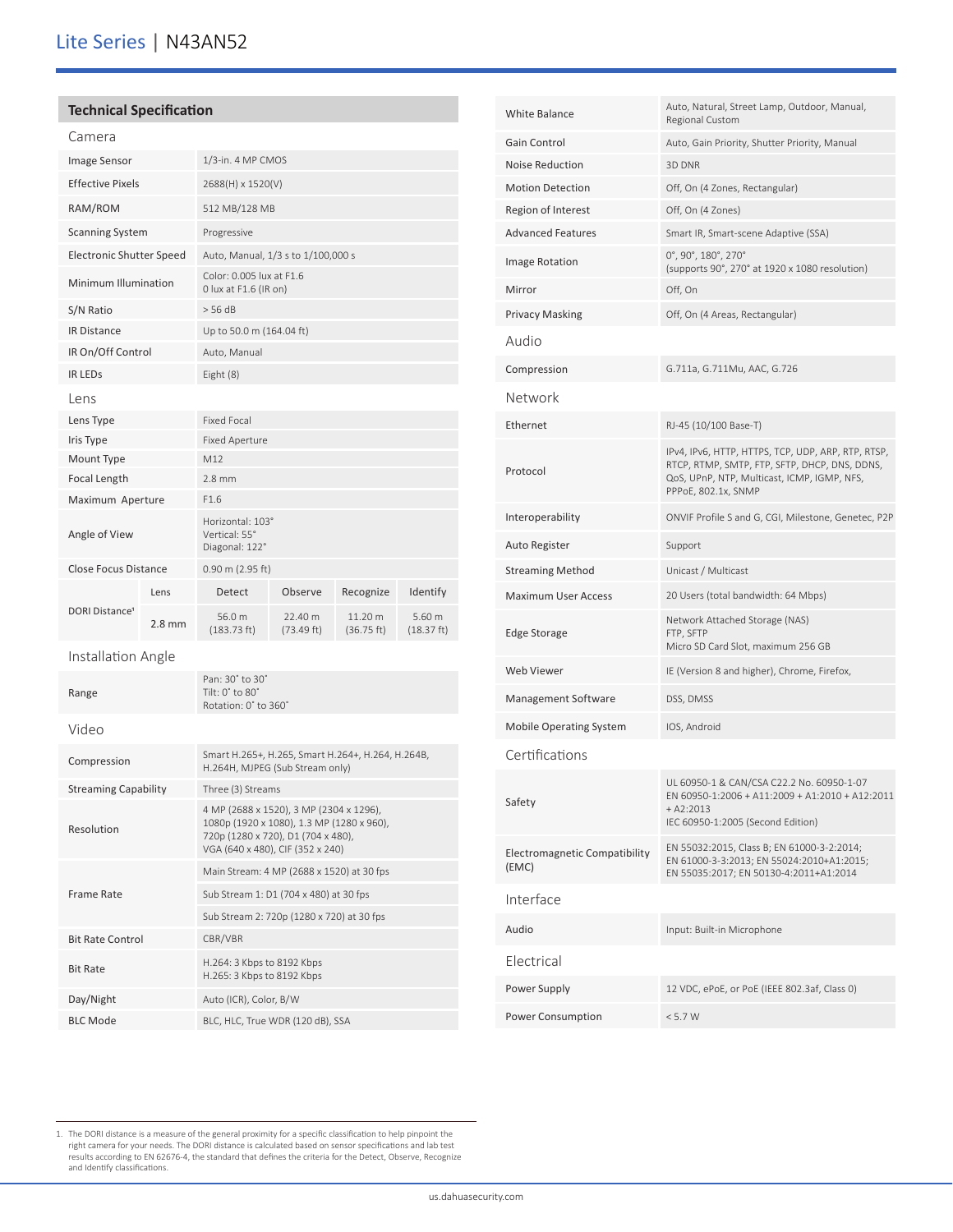## Technical Specification

### Camera

| | |
|---|---|
| Image Sensor | 1/3-in. 4 MP CMOS |
| Effective Pixels | 2688(H) x 1520(V) |
| RAM/ROM | 512 MB/128 MB |
| Scanning System | Progressive |
| Electronic Shutter Speed | Auto, Manual, 1/3 s to 1/100,000 s |
| Minimum Illumination | Color: 0.005 lux at F1.6<br>0 lux at F1.6 (IR on) |
| S/N Ratio | > 56 dB |
| IR Distance | Up to 50.0 m (164.04 ft) |
| IR On/Off Control | Auto, Manual |
| IR LEDs | Eight (8) |

### Lens

| | | | | | |
|---|---|---|---|---|---|
| Lens Type | Fixed Focal | | | | |
| Iris Type | Fixed Aperture | | | | |
| Mount Type | M12 | | | | |
| Focal Length | 2.8 mm | | | | |
| Maximum Aperture | F1.6 | | | | |
| Angle of View | Horizontal: 103°<br>Vertical: 55°<br>Diagonal: 122° | | | | |
| Close Focus Distance | 0.90 m (2.95 ft) | | | | |
| DORI Distance[1] | Lens | Detect | Observe | Recognize | Identify |
| | 2.8 mm | 56.0 m (183.73 ft) | 22.40 m (73.49 ft) | 11.20 m (36.75 ft) | 5.60 m (18.37 ft) |

### Installation Angle

| | |
|---|---|
| Range | Pan: 30° to 30°<br>Tilt: 0° to 80°<br>Rotation: 0° to 360° |

### Video

| | |
|---|---|
| Compression | Smart H.265+, H.265, Smart H.264+, H.264, H.264B, H.264H, MJPEG (Sub Stream only) |
| Streaming Capability | Three (3) Streams |
| Resolution | 4 MP (2688 x 1520), 3 MP (2304 x 1296), 1080p (1920 x 1080), 1.3 MP (1280 x 960), 720p (1280 x 720), D1 (704 x 480), VGA (640 x 480), CIF (352 x 240) |
| Frame Rate | Main Stream: 4 MP (2688 x 1520) at 30 fps |
| | Sub Stream 1: D1 (704 x 480) at 30 fps |
| | Sub Stream 2: 720p (1280 x 720) at 30 fps |
| Bit Rate Control | CBR/VBR |
| Bit Rate | H.264: 3 Kbps to 8192 Kbps<br>H.265: 3 Kbps to 8192 Kbps |
| Day/Night | Auto (ICR), Color, B/W |
| BLC Mode | BLC, HLC, True WDR (120 dB), SSA |
| White Balance | Auto, Natural, Street Lamp, Outdoor, Manual, Regional Custom |
| Gain Control | Auto, Gain Priority, Shutter Priority, Manual |
| Noise Reduction | 3D DNR |
| Motion Detection | Off, On (4 Zones, Rectangular) |
| Region of Interest | Off, On (4 Zones) |
| Advanced Features | Smart IR, Smart-scene Adaptive (SSA) |
| Image Rotation | 0°, 90°, 180°, 270°<br>(supports 90°, 270° at 1920 x 1080 resolution) |
| Mirror | Off, On |
| Privacy Masking | Off, On (4 Areas, Rectangular) |

### Audio

| | |
|---|---|
| Compression | G.711a, G.711Mu, AAC, G.726 |

### Network

| | |
|---|---|
| Ethernet | RJ-45 (10/100 Base-T) |
| Protocol | IPv4, IPv6, HTTP, HTTPS, TCP, UDP, ARP, RTP, RTSP, RTCP, RTMP, SMTP, FTP, SFTP, DHCP, DNS, DDNS, QoS, UPnP, NTP, Multicast, ICMP, IGMP, NFS, PPPoE, 802.1x, SNMP |
| Interoperability | ONVIF Profile S and G, CGI, Milestone, Genetec, P2P |
| Auto Register | Support |
| Streaming Method | Unicast / Multicast |
| Maximum User Access | 20 Users (total bandwidth: 64 Mbps) |
| Edge Storage | Network Attached Storage (NAS)<br>FTP, SFTP<br>Micro SD Card Slot, maximum 256 GB |
| Web Viewer | IE (Version 8 and higher), Chrome, Firefox, |
| Management Software | DSS, DMSS |
| Mobile Operating System | IOS, Android |

### Certifications

| | |
|---|---|
| Safety | UL 60950-1 & CAN/CSA C22.2 No. 60950-1-07<br>EN 60950-1:2006 + A11:2009 + A1:2010 + A12:2011 + A2:2013<br>IEC 60950-1:2005 (Second Edition) |
| Electromagnetic Compatibility (EMC) | EN 55032:2015, Class B; EN 61000-3-2:2014; EN 61000-3-3:2013; EN 55024:2010+A1:2015; EN 55035:2017; EN 50130-4:2011+A1:2014 |

### Interface

| | |
|---|---|
| Audio | Input: Built-in Microphone |

### Electrical

| | |
|---|---|
| Power Supply | 12 VDC, ePoE, or PoE (IEEE 802.3af, Class 0) |
| Power Consumption | < 5.7 W |

1. The DORI distance is a measure of the general proximity for a specific classification to help pinpoint the right camera for your needs. The DORI distance is calculated based on sensor specifications and lab test results according to EN 62676-4, the standard that defines the criteria for the Detect, Observe, Recognize and Identify classifications.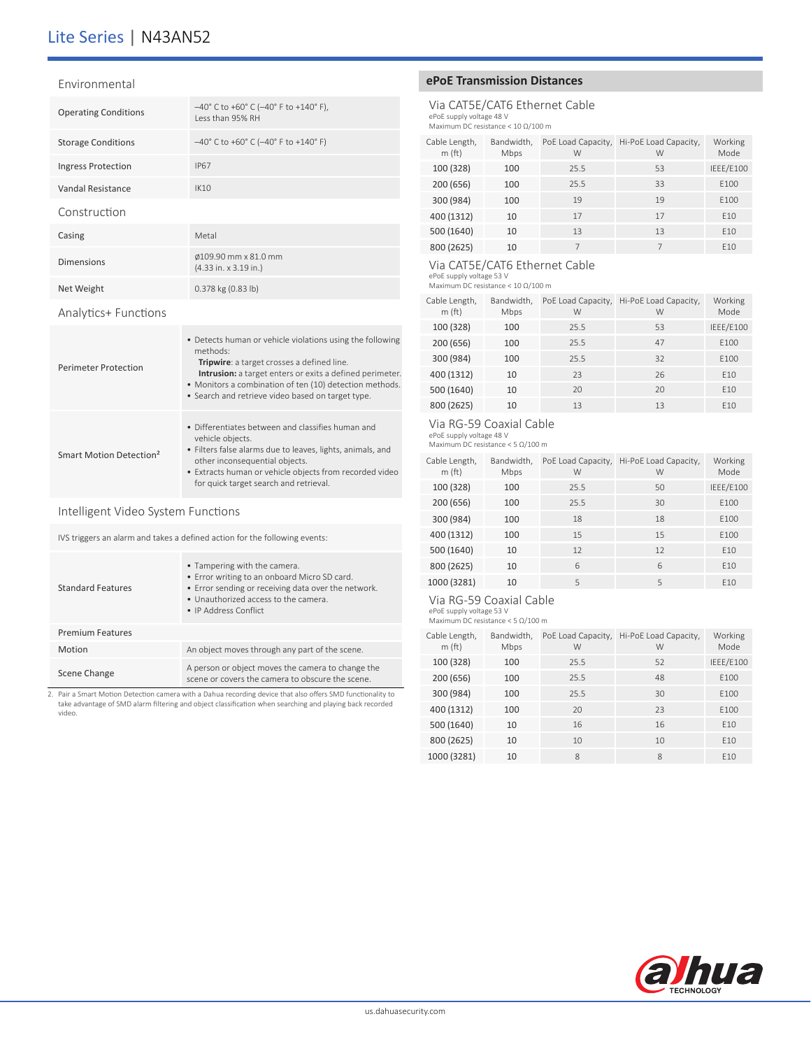## Environmental

| | |
|---|---|
| Operating Conditions | –40° C to +60° C (–40° F to +140° F), Less than 95% RH |
| Storage Conditions | –40° C to +60° C (–40° F to +140° F) |
| Ingress Protection | IP67 |
| Vandal Resistance | IK10 |

## Construction

| | |
|---|---|
| Casing | Metal |
| Dimensions | ø109.90 mm x 81.0 mm (4.33 in. x 3.19 in.) |
| Net Weight | 0.378 kg (0.83 lb) |

## Analytics+ Functions

| | |
|---|---|
| Perimeter Protection | • Detects human or vehicle violations using the following methods: **Tripwire**: a target crosses a defined line. **Intrusion:** a target enters or exits a defined perimeter. • Monitors a combination of ten (10) detection methods. • Search and retrieve video based on target type. |
| Smart Motion Detection[2] | • Differentiates between and classifies human and vehicle objects. • Filters false alarms due to leaves, lights, animals, and other inconsequential objects. • Extracts human or vehicle objects from recorded video for quick target search and retrieval. |

## Intelligent Video System Functions

IVS triggers an alarm and takes a defined action for the following events:

| | |
|---|---|
| Standard Features | • Tampering with the camera. • Error writing to an onboard Micro SD card. • Error sending or receiving data over the network. • Unauthorized access to the camera. • IP Address Conflict |
| Premium Features | |
| Motion | An object moves through any part of the scene. |
| Scene Change | A person or object moves the camera to change the scene or covers the camera to obscure the scene. |

2. Pair a Smart Motion Detection camera with a Dahua recording device that also offers SMD functionality to take advantage of SMD alarm filtering and object classification when searching and playing back recorded video.

## ePoE Transmission Distances

### Via CAT5E/CAT6 Ethernet Cable

ePoE supply voltage 48 V
Maximum DC resistance < 10 Ω/100 m

| Cable Length, m (ft) | Bandwidth, Mbps | PoE Load Capacity, W | Hi-PoE Load Capacity, W | Working Mode |
|---|---|---|---|---|
| 100 (328) | 100 | 25.5 | 53 | IEEE/E100 |
| 200 (656) | 100 | 25.5 | 33 | E100 |
| 300 (984) | 100 | 19 | 19 | E100 |
| 400 (1312) | 10 | 17 | 17 | E10 |
| 500 (1640) | 10 | 13 | 13 | E10 |
| 800 (2625) | 10 | 7 | 7 | E10 |

### Via CAT5E/CAT6 Ethernet Cable

ePoE supply voltage 53 V
Maximum DC resistance < 10 Ω/100 m

| Cable Length, m (ft) | Bandwidth, Mbps | PoE Load Capacity, W | Hi-PoE Load Capacity, W | Working Mode |
|---|---|---|---|---|
| 100 (328) | 100 | 25.5 | 53 | IEEE/E100 |
| 200 (656) | 100 | 25.5 | 47 | E100 |
| 300 (984) | 100 | 25.5 | 32 | E100 |
| 400 (1312) | 10 | 23 | 26 | E10 |
| 500 (1640) | 10 | 20 | 20 | E10 |
| 800 (2625) | 10 | 13 | 13 | E10 |

### Via RG-59 Coaxial Cable

ePoE supply voltage 48 V
Maximum DC resistance < 5 Ω/100 m

| Cable Length, m (ft) | Bandwidth, Mbps | PoE Load Capacity, W | Hi-PoE Load Capacity, W | Working Mode |
|---|---|---|---|---|
| 100 (328) | 100 | 25.5 | 50 | IEEE/E100 |
| 200 (656) | 100 | 25.5 | 30 | E100 |
| 300 (984) | 100 | 18 | 18 | E100 |
| 400 (1312) | 100 | 15 | 15 | E100 |
| 500 (1640) | 10 | 12 | 12 | E10 |
| 800 (2625) | 10 | 6 | 6 | E10 |
| 1000 (3281) | 10 | 5 | 5 | E10 |

### Via RG-59 Coaxial Cable

ePoE supply voltage 53 V
Maximum DC resistance < 5 Ω/100 m

| Cable Length, m (ft) | Bandwidth, Mbps | PoE Load Capacity, W | Hi-PoE Load Capacity, W | Working Mode |
|---|---|---|---|---|
| 100 (328) | 100 | 25.5 | 52 | IEEE/E100 |
| 200 (656) | 100 | 25.5 | 48 | E100 |
| 300 (984) | 100 | 25.5 | 30 | E100 |
| 400 (1312) | 100 | 20 | 23 | E100 |
| 500 (1640) | 10 | 16 | 16 | E10 |
| 800 (2625) | 10 | 10 | 10 | E10 |
| 1000 (3281) | 10 | 8 | 8 | E10 |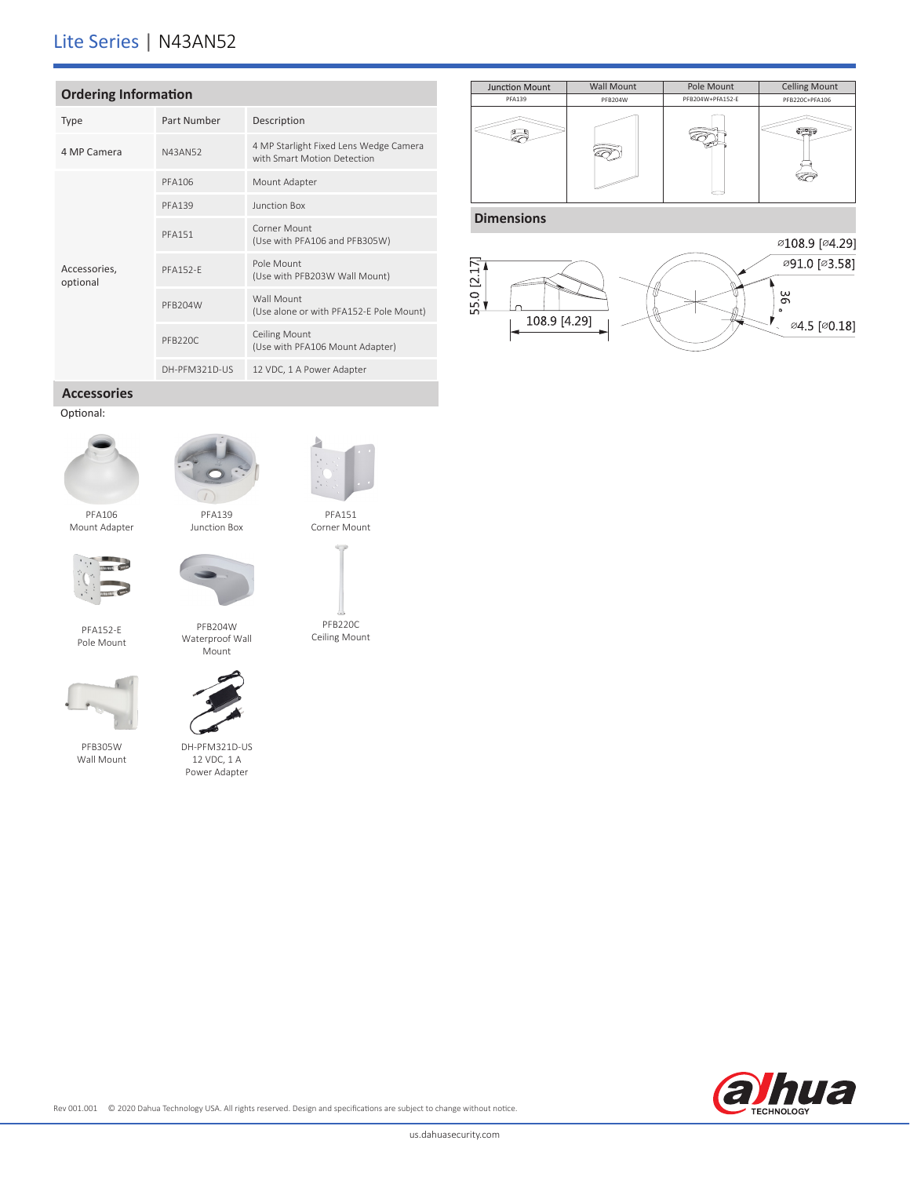## Ordering Information

| Type | Part Number | Description |
|---|---|---|
| 4 MP Camera | N43AN52 | 4 MP Starlight Fixed Lens Wedge Camera with Smart Motion Detection |
| Accessories, optional | PFA106 | Mount Adapter |
| | PFA139 | Junction Box |
| | PFA151 | Corner Mount (Use with PFA106 and PFB305W) |
| | PFA152-E | Pole Mount (Use with PFB203W Wall Mount) |
| | PFB204W | Wall Mount (Use alone or with PFA152-E Pole Mount) |
| | PFB220C | Ceiling Mount (Use with PFA106 Mount Adapter) |
| | DH-PFM321D-US | 12 VDC, 1 A Power Adapter |

| Junction Mount | Wall Mount | Pole Mount | Ceiling Mount |
|---|---|---|---|
| PFA139 | PFB204W | PFB204W+PFA152-E | PFB220C+PFA106 |

## Dimensions

55.0 [2.17]
108.9 [4.29]
⌀108.9 [⌀4.29]
⌀91.0 [⌀3.58]
36°
⌀4.5 [⌀0.18]

## Accessories

Optional:

PFA106
Mount Adapter

PFA139
Junction Box

PFA151
Corner Mount

PFA152-E
Pole Mount

PFB204W
Waterproof Wall Mount

PFB220C
Ceiling Mount

PFB305W
Wall Mount

DH-PFM321D-US
12 VDC, 1 A
Power Adapter

Rev 001.001 © 2020 Dahua Technology USA. All rights reserved. Design and specifications are subject to change without notice.

us.dahuasecurity.com